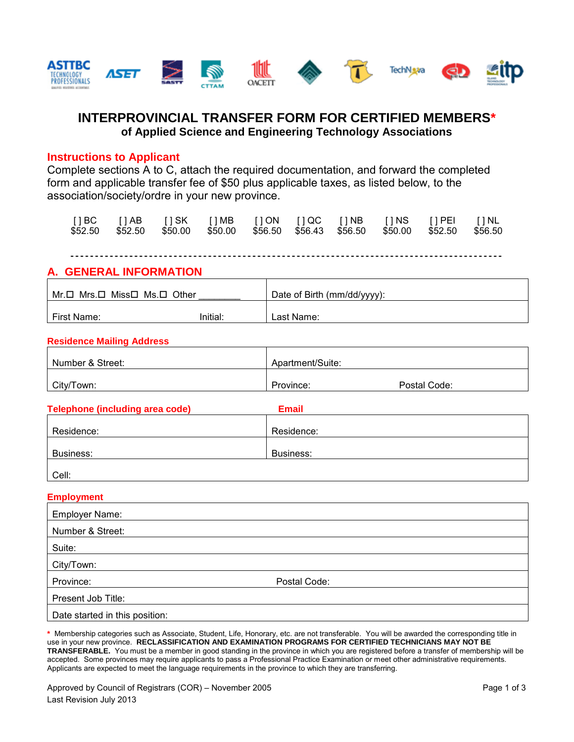ASTTBC TECHNOLOGY PROFESSIONALS ASET SASTT CTTAM OACETT TechNova itp

# INTERPROVINCIAL TRANSFER FORM FOR CERTIFIED MEMBERS*

## of Applied Science and Engineering Technology Associations

### Instructions to Applicant

Complete sections A to C, attach the required documentation, and forward the completed form and applicable transfer fee of $50 plus applicable taxes, as listed below, to the association/society/ordre in your new province.

| [ ] BC | [ ] AB | [ ] SK | [ ] MB | [ ] ON | [ ] QC | [ ] NB | [ ] NS | [ ] PEI | [ ] NL |
|---|---|---|---|---|---|---|---|---|---|
| $52.50 | $52.50 | $50.00 | $50.00 | $56.50 | $56.43 | $56.50 | $50.00 | $52.50 | $56.50 |

---

## A. GENERAL INFORMATION

| | |
|---|---|
| Mr.☐ Mrs.☐ Miss☐ Ms.☐ Other ________ | Date of Birth (mm/dd/yyyy): |
| First Name: Initial: | Last Name: |

### Residence Mailing Address

| | |
|---|---|
| Number & Street: | Apartment/Suite: |
| City/Town: | Province: Postal Code: |

### Telephone (including area code) / Email

| Telephone (including area code) | Email |
|---|---|
| Residence: | Residence: |
| Business: | Business: |
| Cell: | |

### Employment

| |
|---|
| Employer Name: |
| Number & Street: |
| Suite: |
| City/Town: |
| Province: Postal Code: |
| Present Job Title: |
| Date started in this position: |

\* Membership categories such as Associate, Student, Life, Honorary, etc. are not transferable. You will be awarded the corresponding title in use in your new province. **RECLASSIFICATION AND EXAMINATION PROGRAMS FOR CERTIFIED TECHNICIANS MAY NOT BE TRANSFERABLE.** You must be a member in good standing in the province in which you are registered before a transfer of membership will be accepted. Some provinces may require applicants to pass a Professional Practice Examination or meet other administrative requirements. Applicants are expected to meet the language requirements in the province to which they are transferring.

Approved by Council of Registrars (COR) – November 2005
Last Revision July 2013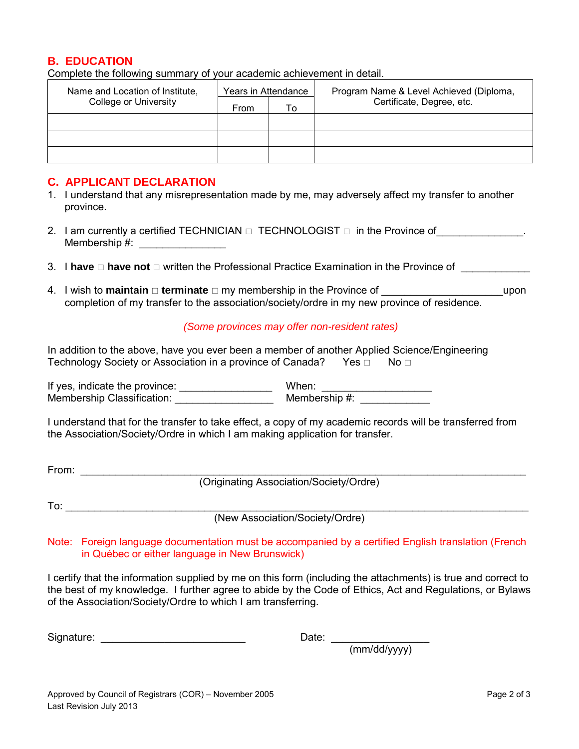## B. EDUCATION

Complete the following summary of your academic achievement in detail.

| Name and Location of Institute, College or University | Years in Attendance | | Program Name & Level Achieved (Diploma, Certificate, Degree, etc. |
|---|---|---|---|
| | From | To | |
| | | | |
| | | | |
| | | | |

## C. APPLICANT DECLARATION

1. I understand that any misrepresentation made by me, may adversely affect my transfer to another province.

2. I am currently a certified TECHNICIAN □ TECHNOLOGIST □ in the Province of_______________. Membership #: _______________

3. I **have** □ **have not** □ written the Professional Practice Examination in the Province of ____________

4. I wish to **maintain** □ **terminate** □ my membership in the Province of _____________________upon completion of my transfer to the association/society/ordre in my new province of residence.

*(Some provinces may offer non-resident rates)*

In addition to the above, have you ever been a member of another Applied Science/Engineering Technology Society or Association in a province of Canada? Yes □ No □

If yes, indicate the province: ________________ When: ____________________
Membership Classification: _________________ Membership #: ____________

I understand that for the transfer to take effect, a copy of my academic records will be transferred from the Association/Society/Ordre in which I am making application for transfer.

From: ____________________________________________________________________
(Originating Association/Society/Ordre)

To: ______________________________________________________________________
(New Association/Society/Ordre)

Note: Foreign language documentation must be accompanied by a certified English translation (French in Québec or either language in New Brunswick)

I certify that the information supplied by me on this form (including the attachments) is true and correct to the best of my knowledge. I further agree to abide by the Code of Ethics, Act and Regulations, or Bylaws of the Association/Society/Ordre to which I am transferring.

Signature: _________________________ Date: _________________
(mm/dd/yyyy)

Approved by Council of Registrars (COR) – November 2005
Last Revision July 2013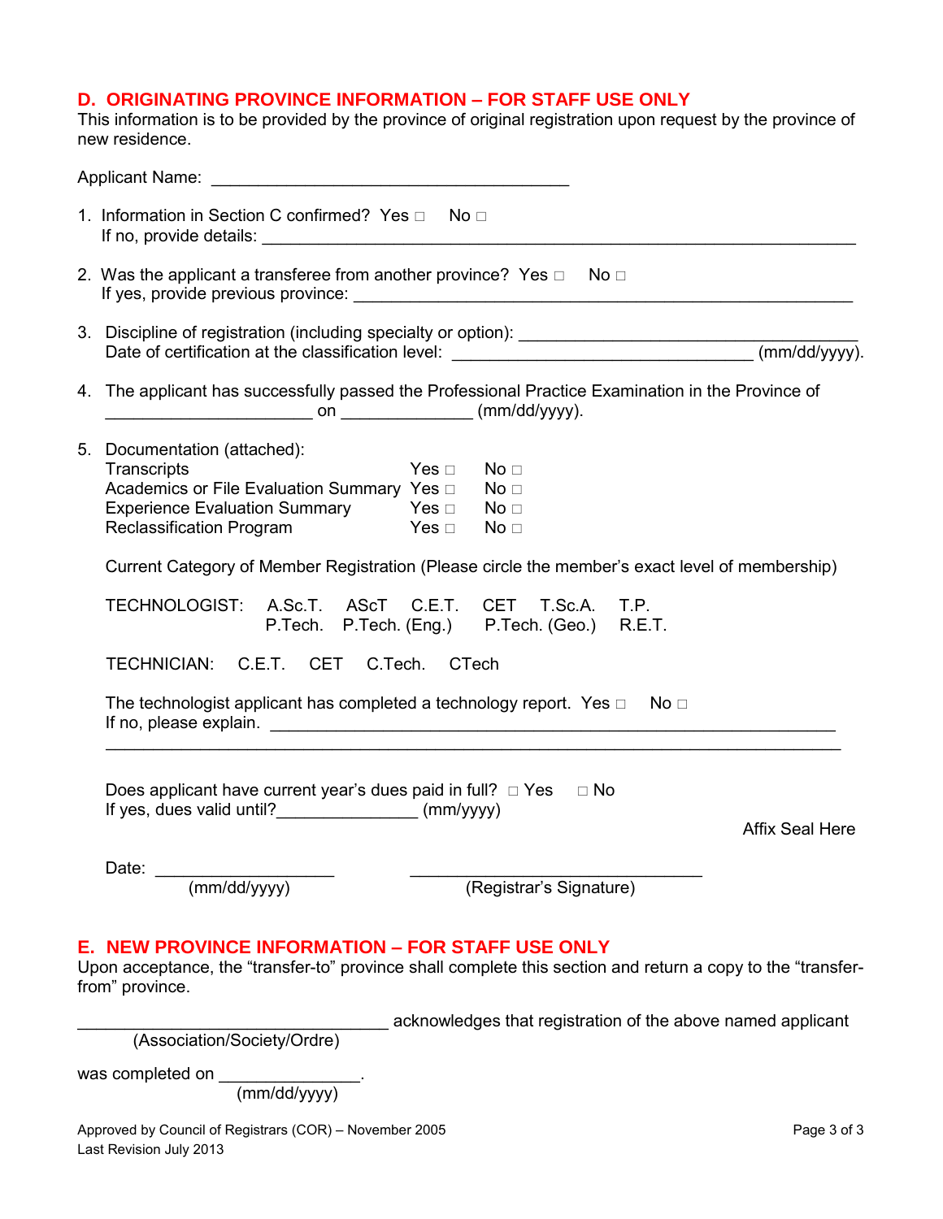## D. ORIGINATING PROVINCE INFORMATION – FOR STAFF USE ONLY

This information is to be provided by the province of original registration upon request by the province of new residence.

Applicant Name: ________________________________________

1. Information in Section C confirmed? Yes □ No □
   If no, provide details: ________________________________________________________________

2. Was the applicant a transferee from another province? Yes □ No □
   If yes, provide previous province: ______________________________________________________

3. Discipline of registration (including specialty or option): ____________________________________
   Date of certification at the classification level: __________________________________ (mm/dd/yyyy).

4. The applicant has successfully passed the Professional Practice Examination in the Province of ______________________ on ______________ (mm/dd/yyyy).

5. Documentation (attached):

| | | |
|---|---|---|
| Transcripts | Yes □ | No □ |
| Academics or File Evaluation Summary | Yes □ | No □ |
| Experience Evaluation Summary | Yes □ | No □ |
| Reclassification Program | Yes □ | No □ |

   Current Category of Member Registration (Please circle the member's exact level of membership)

   TECHNOLOGIST: A.Sc.T. AScT C.E.T. CET T.Sc.A. T.P. P.Tech. P.Tech. (Eng.) P.Tech. (Geo.) R.E.T.

   TECHNICIAN: C.E.T. CET C.Tech. CTech

   The technologist applicant has completed a technology report. Yes □ No □
   If no, please explain. _______________________________________________________________
   ________________________________________________________________________________

   Does applicant have current year's dues paid in full? □ Yes □ No
   If yes, dues valid until?_______________ (mm/yyyy)

   Affix Seal Here

   Date: ___________________ (mm/dd/yyyy) ______________________________ (Registrar's Signature)

## E. NEW PROVINCE INFORMATION – FOR STAFF USE ONLY

Upon acceptance, the "transfer-to" province shall complete this section and return a copy to the "transfer-from" province.

_________________________________ (Association/Society/Ordre) acknowledges that registration of the above named applicant

was completed on _______________. (mm/dd/yyyy)

Approved by Council of Registrars (COR) – November 2005
Last Revision July 2013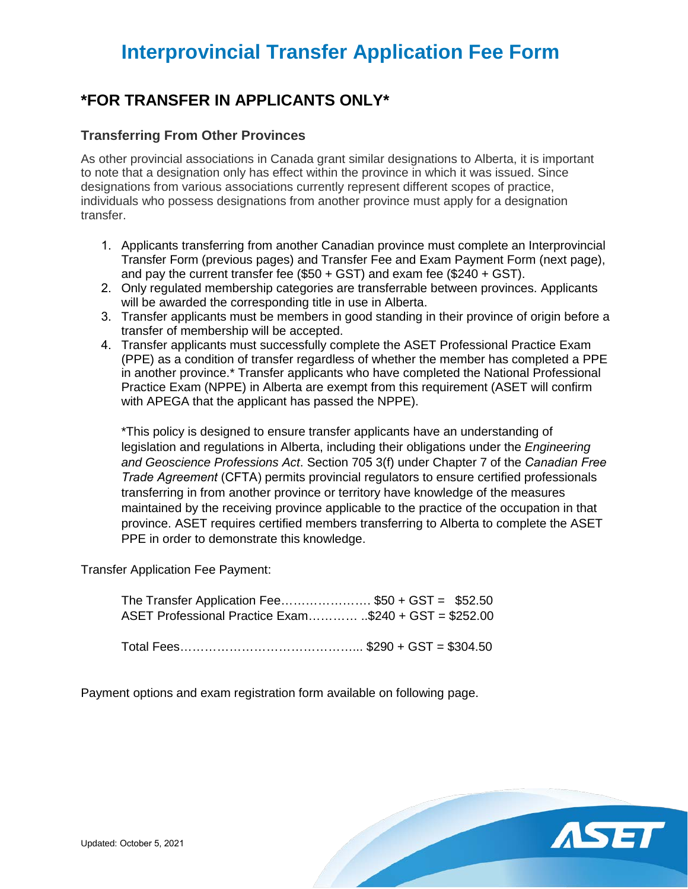# Interprovincial Transfer Application Fee Form

## *FOR TRANSFER IN APPLICANTS ONLY*

### Transferring From Other Provinces

As other provincial associations in Canada grant similar designations to Alberta, it is important to note that a designation only has effect within the province in which it was issued. Since designations from various associations currently represent different scopes of practice, individuals who possess designations from another province must apply for a designation transfer.

1. Applicants transferring from another Canadian province must complete an Interprovincial Transfer Form (previous pages) and Transfer Fee and Exam Payment Form (next page), and pay the current transfer fee ($50 + GST) and exam fee ($240 + GST).
2. Only regulated membership categories are transferrable between provinces. Applicants will be awarded the corresponding title in use in Alberta.
3. Transfer applicants must be members in good standing in their province of origin before a transfer of membership will be accepted.
4. Transfer applicants must successfully complete the ASET Professional Practice Exam (PPE) as a condition of transfer regardless of whether the member has completed a PPE in another province.* Transfer applicants who have completed the National Professional Practice Exam (NPPE) in Alberta are exempt from this requirement (ASET will confirm with APEGA that the applicant has passed the NPPE).

   *This policy is designed to ensure transfer applicants have an understanding of legislation and regulations in Alberta, including their obligations under the *Engineering and Geoscience Professions Act*. Section 705 3(f) under Chapter 7 of the *Canadian Free Trade Agreement* (CFTA) permits provincial regulators to ensure certified professionals transferring in from another province or territory have knowledge of the measures maintained by the receiving province applicable to the practice of the occupation in that province. ASET requires certified members transferring to Alberta to complete the ASET PPE in order to demonstrate this knowledge.

Transfer Application Fee Payment:

The Transfer Application Fee…………………. $50 + GST = $52.50
ASET Professional Practice Exam………… ..$240 + GST = $252.00

Total Fees……………………………………... $290 + GST = $304.50

Payment options and exam registration form available on following page.

Updated: October 5, 2021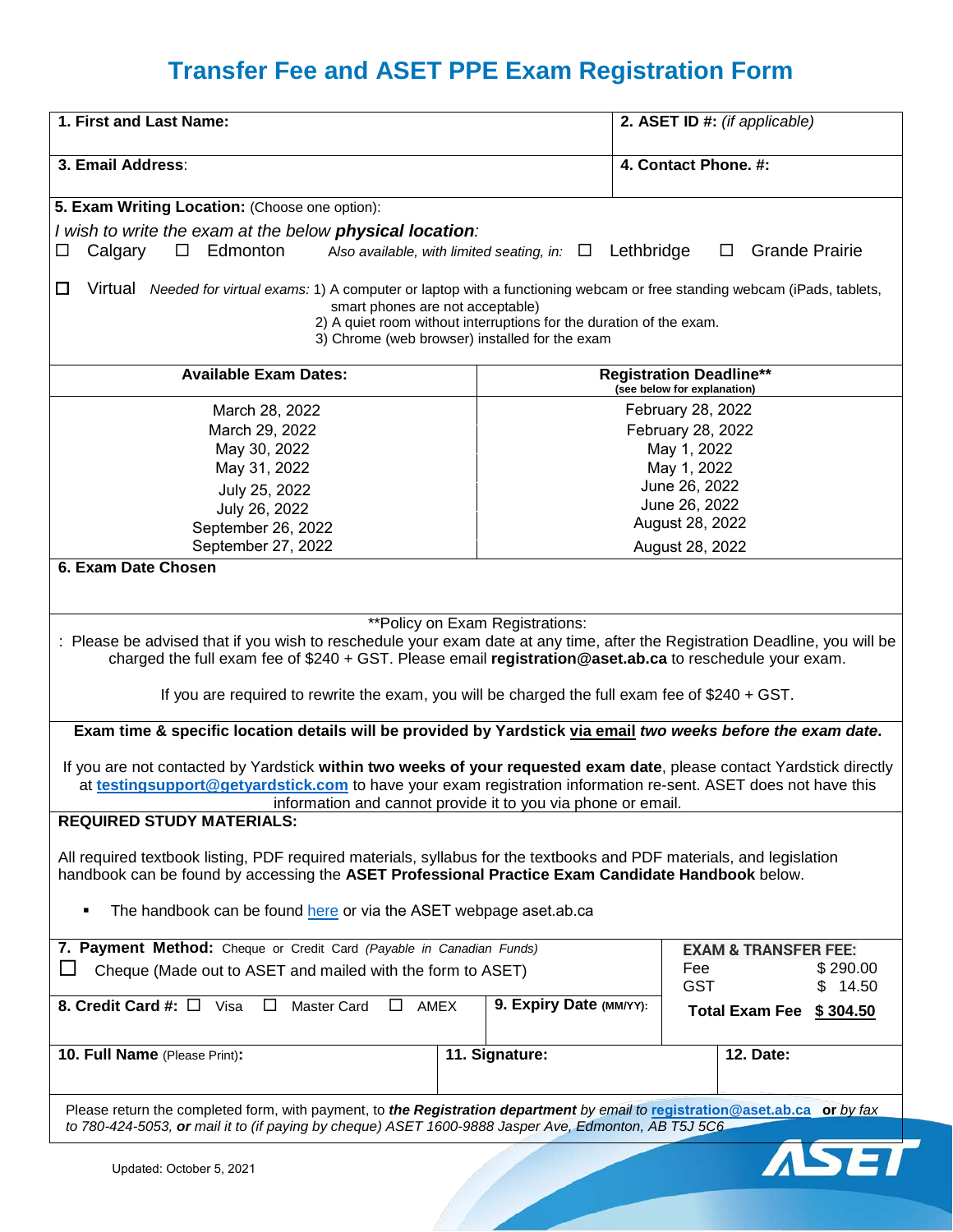# Transfer Fee and ASET PPE Exam Registration Form

| | |
|---|---|
| **1. First and Last Name:** | **2. ASET ID #:** *(if applicable)* |
| **3. Email Address**: | **4. Contact Phone. #:** |

**5. Exam Writing Location:** (Choose one option):

*I wish to write the exam at the below **physical location**:*

☐ Calgary ☐ Edmonton *Also available, with limited seating, in:* ☐ Lethbridge ☐ Grande Prairie

☐ Virtual *Needed for virtual exams:* 1) A computer or laptop with a functioning webcam or free standing webcam (iPads, tablets, smart phones are not acceptable)
2) A quiet room without interruptions for the duration of the exam.
3) Chrome (web browser) installed for the exam

| Available Exam Dates: | Registration Deadline** (see below for explanation) |
|---|---|
| March 28, 2022 | February 28, 2022 |
| March 29, 2022 | February 28, 2022 |
| May 30, 2022 | May 1, 2022 |
| May 31, 2022 | May 1, 2022 |
| July 25, 2022 | June 26, 2022 |
| July 26, 2022 | June 26, 2022 |
| September 26, 2022 | August 28, 2022 |
| September 27, 2022 | August 28, 2022 |

**6. Exam Date Chosen**

**Policy on Exam Registrations:

: Please be advised that if you wish to reschedule your exam date at any time, after the Registration Deadline, you will be charged the full exam fee of $240 + GST. Please email **registration@aset.ab.ca** to reschedule your exam.

If you are required to rewrite the exam, you will be charged the full exam fee of $240 + GST.

**Exam time & specific location details will be provided by Yardstick via email *two weeks before the exam date*.**

If you are not contacted by Yardstick **within two weeks of your requested exam date**, please contact Yardstick directly at **testingsupport@getyardstick.com** to have your exam registration information re-sent. ASET does not have this information and cannot provide it to you via phone or email.

**REQUIRED STUDY MATERIALS:**

All required textbook listing, PDF required materials, syllabus for the textbooks and PDF materials, and legislation handbook can be found by accessing the **ASET Professional Practice Exam Candidate Handbook** below.

- The handbook can be found here or via the ASET webpage aset.ab.ca

**7. Payment Method:** Cheque or Credit Card *(Payable in Canadian Funds)*

☐ Cheque (Made out to ASET and mailed with the form to ASET)

**8. Credit Card #:** ☐ Visa ☐ Master Card ☐ AMEX

**9. Expiry Date** (MM/YY):

| EXAM & TRANSFER FEE: | |
|---|---|
| Fee | $ 290.00 |
| GST | $ 14.50 |
| **Total Exam Fee** | **$ 304.50** |

| | | |
|---|---|---|
| **10. Full Name** (Please Print): | **11. Signature:** | **12. Date:** |

Please return the completed form, with payment, to ***the Registration department*** *by email to* **registration@aset.ab.ca** **or** *by fax to 780-424-5053,* ***or*** *mail it to (if paying by cheque) ASET 1600-9888 Jasper Ave, Edmonton, AB T5J 5C6*

Updated: October 5, 2021

ASET